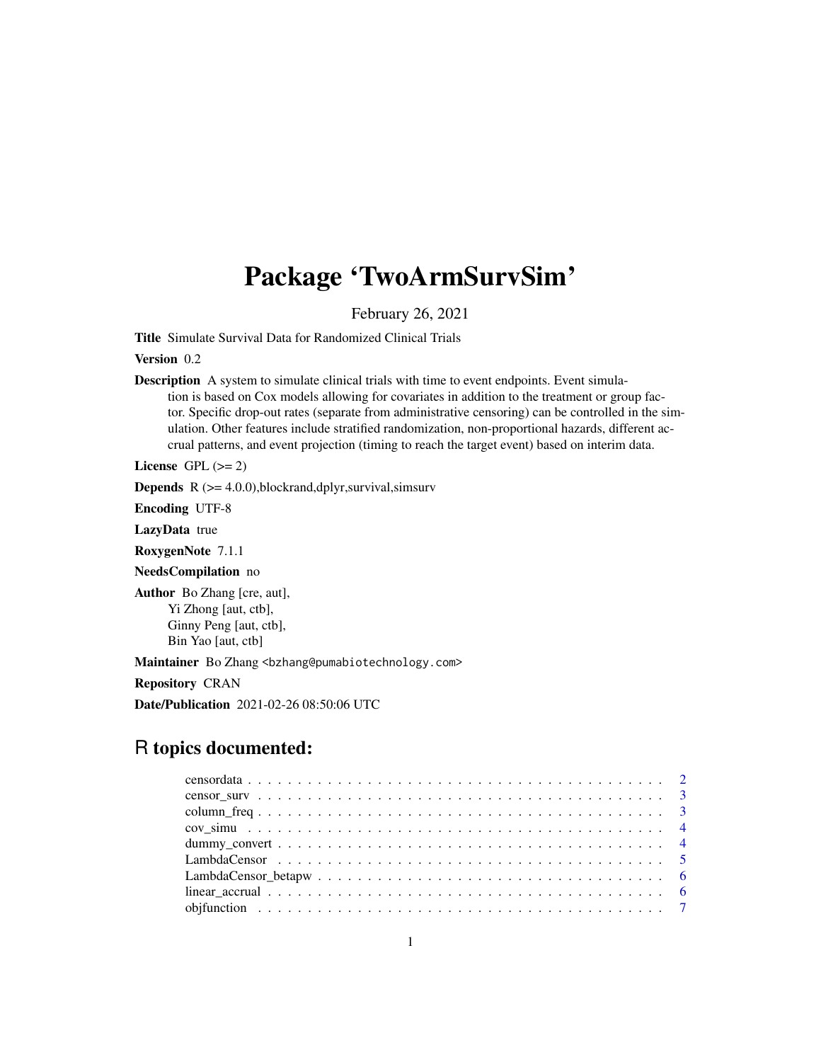# Package 'TwoArmSurvSim'

February 26, 2021

**Title** Simulate Survival Data for Randomized Clinical Trials

**Version** 0.2

**Description** A system to simulate clinical trials with time to event endpoints. Event simulation is based on Cox models allowing for covariates in addition to the treatment or group factor. Specific drop-out rates (separate from administrative censoring) can be controlled in the simulation. Other features include stratified randomization, non-proportional hazards, different accrual patterns, and event projection (timing to reach the target event) based on interim data.

**License** GPL (>= 2)

**Depends** R (>= 4.0.0),blockrand,dplyr,survival,simsurv

**Encoding** UTF-8

**LazyData** true

**RoxygenNote** 7.1.1

**NeedsCompilation** no

**Author** Bo Zhang [cre, aut],
Yi Zhong [aut, ctb],
Ginny Peng [aut, ctb],
Bin Yao [aut, ctb]

**Maintainer** Bo Zhang <bzhang@pumabiotechnology.com>

**Repository** CRAN

**Date/Publication** 2021-02-26 08:50:06 UTC

## R topics documented:

- censordata . . . . . . . . . . 2
- censor_surv . . . . . . . . . . 3
- column_freq . . . . . . . . . . 3
- cov_simu . . . . . . . . . . 4
- dummy_convert . . . . . . . . . . 4
- LambdaCensor . . . . . . . . . . 5
- LambdaCensor_betapw . . . . . . . . . . 6
- linear_accrual . . . . . . . . . . 6
- objfunction . . . . . . . . . . 7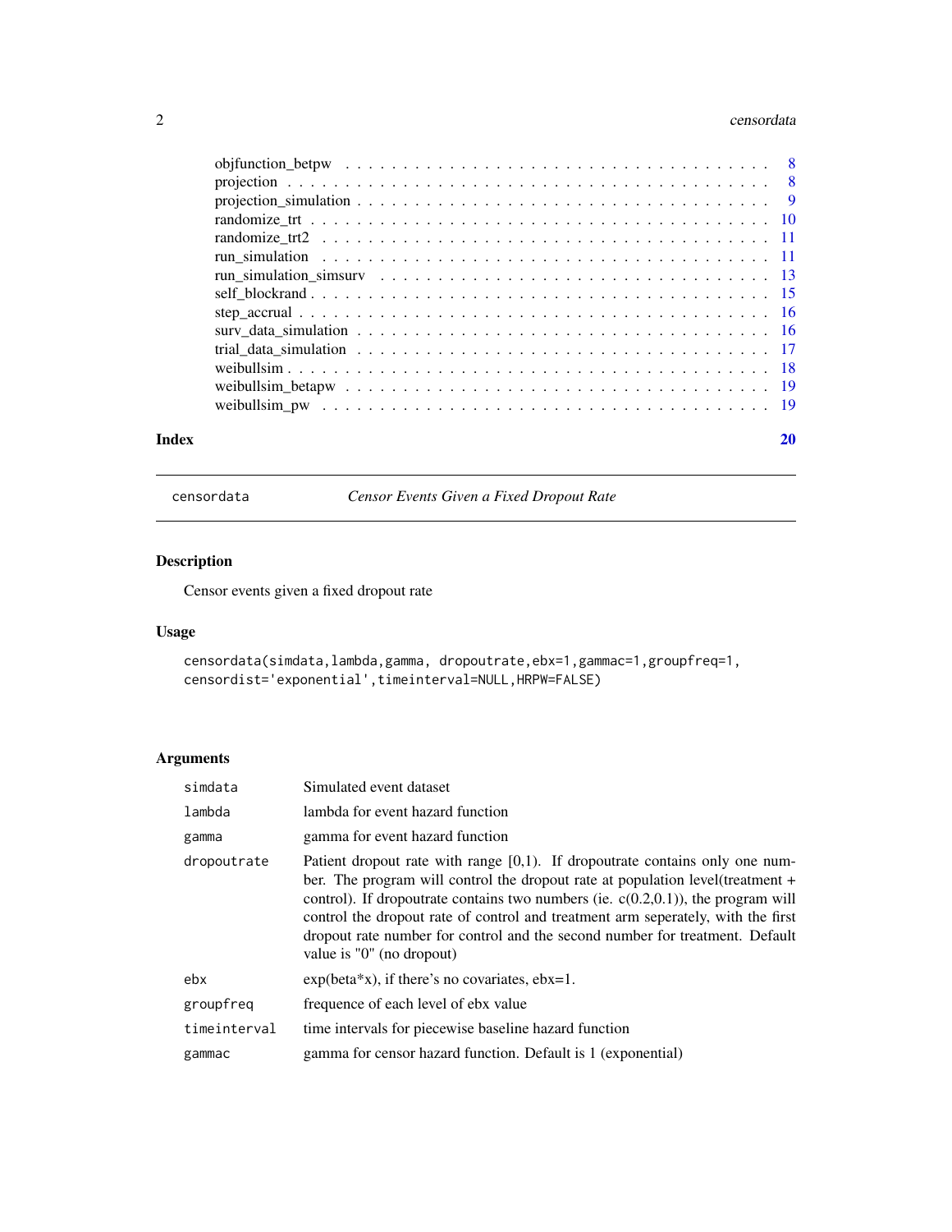objfunction_betpw . . . . . . . . . . . . . . . . . . . . . . . . . . . . . . . . . . 8
projection . . . . . . . . . . . . . . . . . . . . . . . . . . . . . . . . . . . . . . 8
projection_simulation . . . . . . . . . . . . . . . . . . . . . . . . . . . . . . . . 9
randomize_trt . . . . . . . . . . . . . . . . . . . . . . . . . . . . . . . . . . . . 10
randomize_trt2 . . . . . . . . . . . . . . . . . . . . . . . . . . . . . . . . . . . 11
run_simulation . . . . . . . . . . . . . . . . . . . . . . . . . . . . . . . . . . . 11
run_simulation_simsurv . . . . . . . . . . . . . . . . . . . . . . . . . . . . . . 13
self_blockrand . . . . . . . . . . . . . . . . . . . . . . . . . . . . . . . . . . . 15
step_accrual . . . . . . . . . . . . . . . . . . . . . . . . . . . . . . . . . . . . 16
surv_data_simulation . . . . . . . . . . . . . . . . . . . . . . . . . . . . . . . 16
trial_data_simulation . . . . . . . . . . . . . . . . . . . . . . . . . . . . . . . 17
weibullsim . . . . . . . . . . . . . . . . . . . . . . . . . . . . . . . . . . . . . 18
weibullsim_betapw . . . . . . . . . . . . . . . . . . . . . . . . . . . . . . . . . 19
weibullsim_pw . . . . . . . . . . . . . . . . . . . . . . . . . . . . . . . . . . . 19

**Index** **20**

---

## censordata *Censor Events Given a Fixed Dropout Rate*

---

### Description

Censor events given a fixed dropout rate

### Usage

```
censordata(simdata,lambda,gamma, dropoutrate,ebx=1,gammac=1,groupfreq=1,
censordist='exponential',timeinterval=NULL,HRPW=FALSE)
```

### Arguments

| | |
|---|---|
| simdata | Simulated event dataset |
| lambda | lambda for event hazard function |
| gamma | gamma for event hazard function |
| dropoutrate | Patient dropout rate with range [0,1). If dropoutrate contains only one number. The program will control the dropout rate at population level(treatment + control). If dropoutrate contains two numbers (ie. c(0.2,0.1)), the program will control the dropout rate of control and treatment arm seperately, with the first dropout rate number for control and the second number for treatment. Default value is "0" (no dropout) |
| ebx | exp(beta*x), if there's no covariates, ebx=1. |
| groupfreq | frequence of each level of ebx value |
| timeinterval | time intervals for piecewise baseline hazard function |
| gammac | gamma for censor hazard function. Default is 1 (exponential) |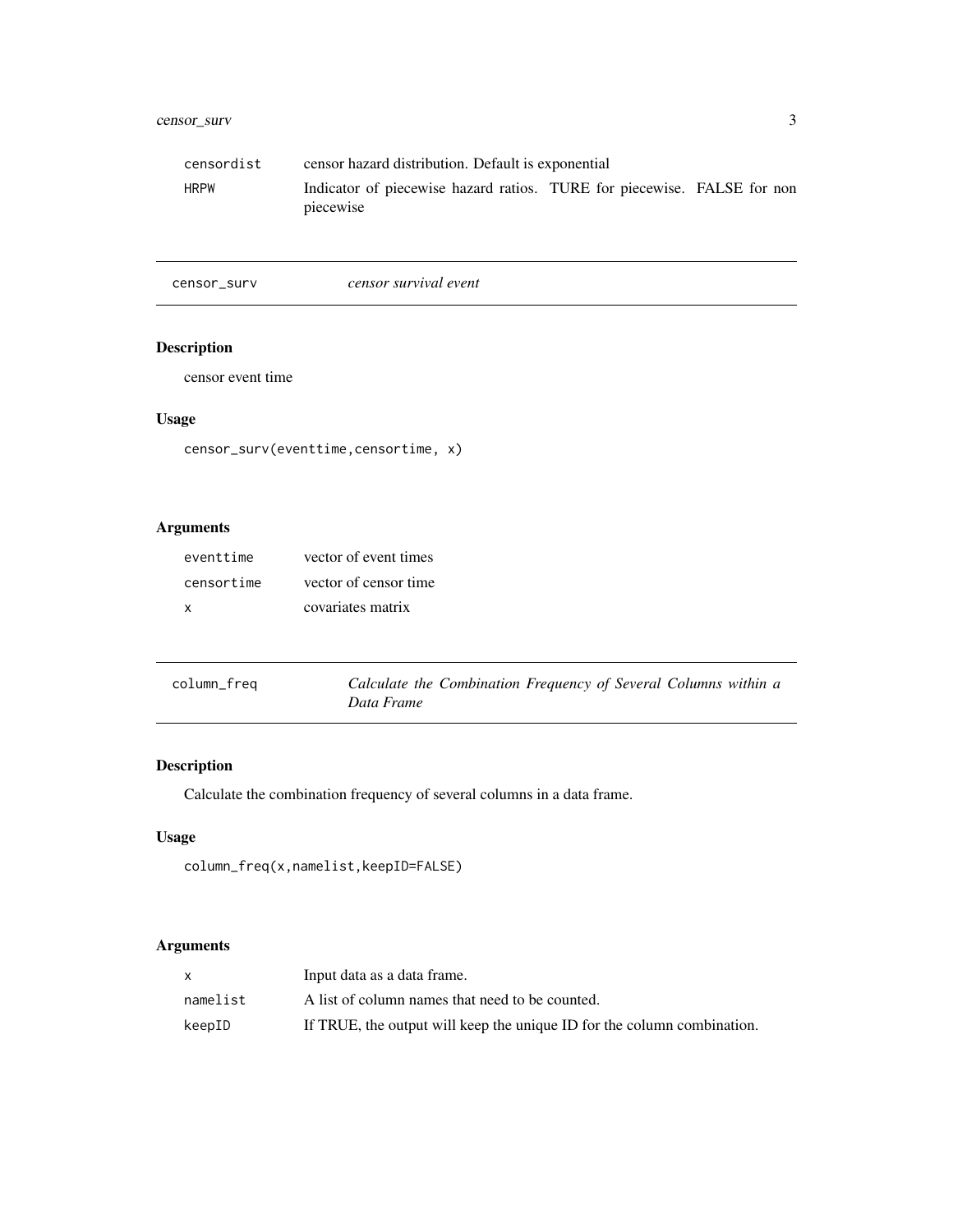| | |
|---|---|
| censordist | censor hazard distribution. Default is exponential |
| HRPW | Indicator of piecewise hazard ratios. TURE for piecewise. FALSE for non piecewise |

## censor_surv — *censor survival event*

### Description

censor event time

### Usage

```
censor_surv(eventtime,censortime, x)
```

### Arguments

| | |
|---|---|
| eventtime | vector of event times |
| censortime | vector of censor time |
| x | covariates matrix |

## column_freq — *Calculate the Combination Frequency of Several Columns within a Data Frame*

### Description

Calculate the combination frequency of several columns in a data frame.

### Usage

```
column_freq(x,namelist,keepID=FALSE)
```

### Arguments

| | |
|---|---|
| x | Input data as a data frame. |
| namelist | A list of column names that need to be counted. |
| keepID | If TRUE, the output will keep the unique ID for the column combination. |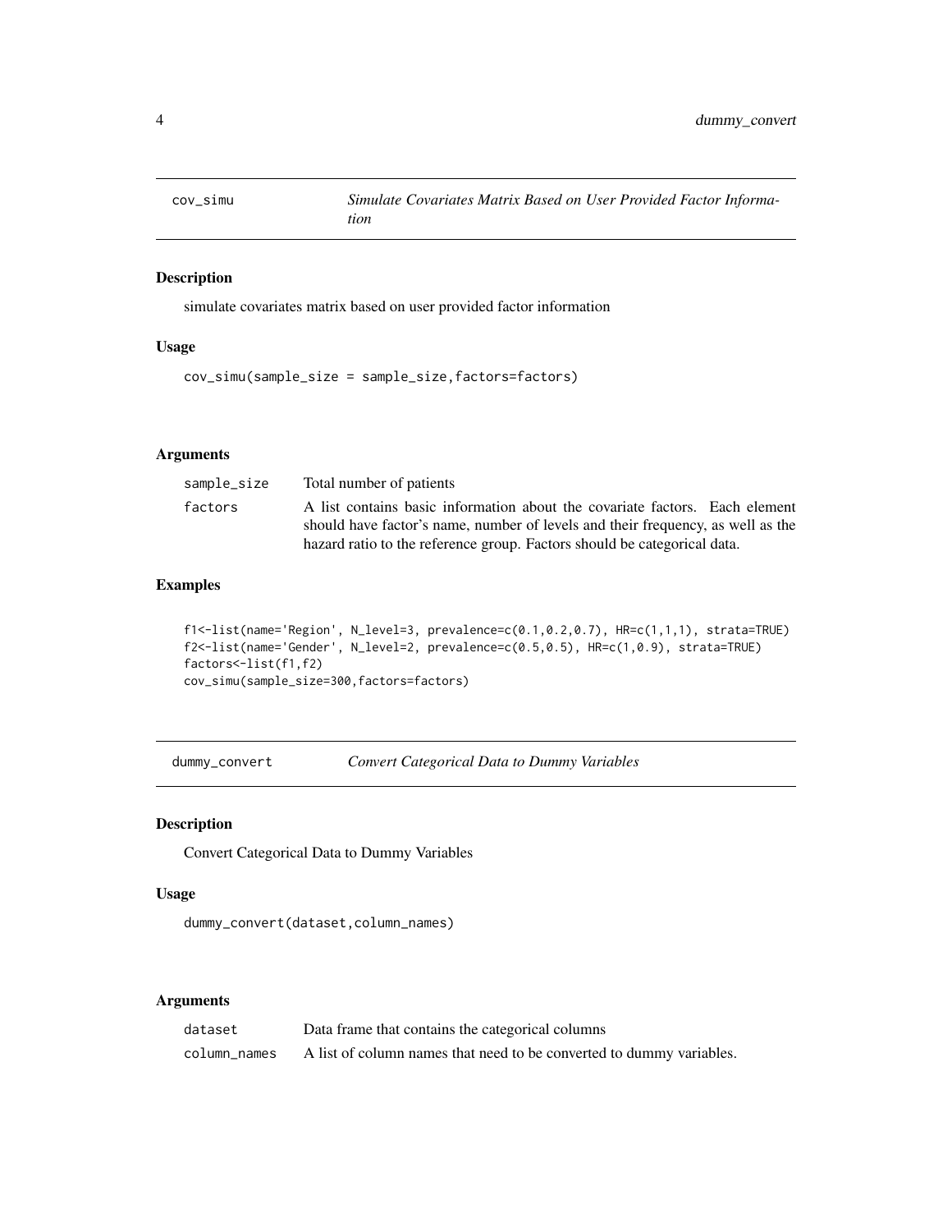## cov_simu *Simulate Covariates Matrix Based on User Provided Factor Information*

### Description

simulate covariates matrix based on user provided factor information

### Usage

```
cov_simu(sample_size = sample_size,factors=factors)
```

### Arguments

| | |
|---|---|
| sample_size | Total number of patients |
| factors | A list contains basic information about the covariate factors. Each element should have factor's name, number of levels and their frequency, as well as the hazard ratio to the reference group. Factors should be categorical data. |

### Examples

```
f1<-list(name='Region', N_level=3, prevalence=c(0.1,0.2,0.7), HR=c(1,1,1), strata=TRUE)
f2<-list(name='Gender', N_level=2, prevalence=c(0.5,0.5), HR=c(1,0.9), strata=TRUE)
factors<-list(f1,f2)
cov_simu(sample_size=300,factors=factors)
```

## dummy_convert *Convert Categorical Data to Dummy Variables*

### Description

Convert Categorical Data to Dummy Variables

### Usage

```
dummy_convert(dataset,column_names)
```

### Arguments

| | |
|---|---|
| dataset | Data frame that contains the categorical columns |
| column_names | A list of column names that need to be converted to dummy variables. |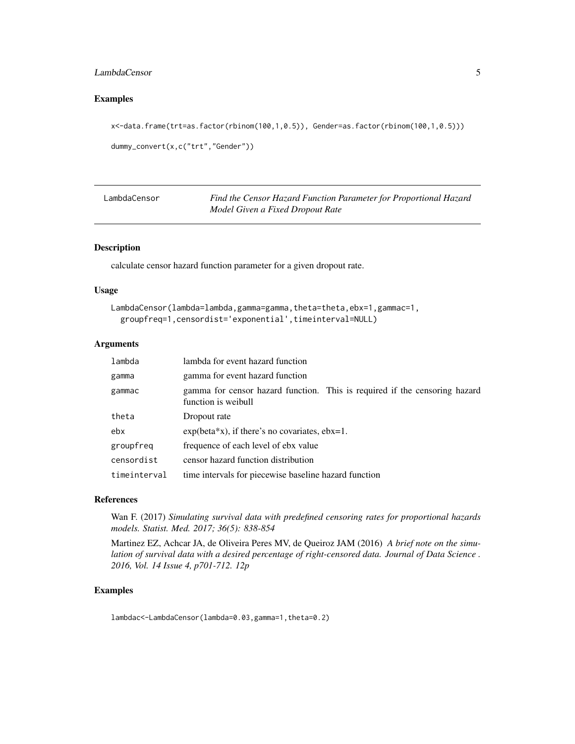## Examples

```
x<-data.frame(trt=as.factor(rbinom(100,1,0.5)), Gender=as.factor(rbinom(100,1,0.5)))

dummy_convert(x,c("trt","Gender"))
```

---

LambdaCensor — *Find the Censor Hazard Function Parameter for Proportional Hazard Model Given a Fixed Dropout Rate*

---

## Description

calculate censor hazard function parameter for a given dropout rate.

## Usage

```
LambdaCensor(lambda=lambda,gamma=gamma,theta=theta,ebx=1,gammac=1,
  groupfreq=1,censordist='exponential',timeinterval=NULL)
```

## Arguments

| | |
|---|---|
| lambda | lambda for event hazard function |
| gamma | gamma for event hazard function |
| gammac | gamma for censor hazard function. This is required if the censoring hazard function is weibull |
| theta | Dropout rate |
| ebx | exp(beta*x), if there's no covariates, ebx=1. |
| groupfreq | frequence of each level of ebx value |
| censordist | censor hazard function distribution |
| timeinterval | time intervals for piecewise baseline hazard function |

## References

Wan F. (2017) *Simulating survival data with predefined censoring rates for proportional hazards models. Statist. Med. 2017; 36(5): 838-854*

Martinez EZ, Achcar JA, de Oliveira Peres MV, de Queiroz JAM (2016) *A brief note on the simulation of survival data with a desired percentage of right-censored data. Journal of Data Science . 2016, Vol. 14 Issue 4, p701-712. 12p*

## Examples

```
lambdac<-LambdaCensor(lambda=0.03,gamma=1,theta=0.2)
```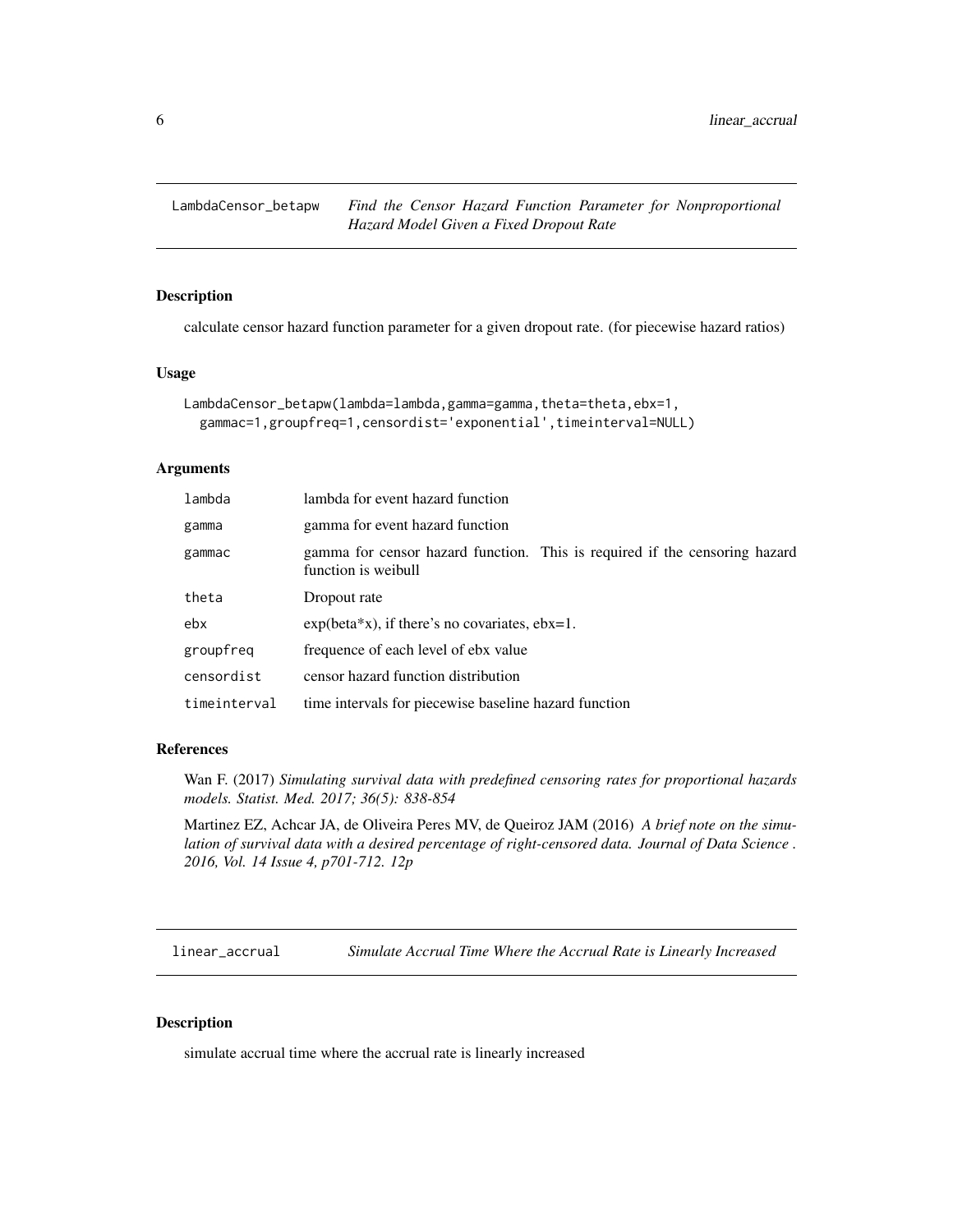## LambdaCensor_betapw — *Find the Censor Hazard Function Parameter for Nonproportional Hazard Model Given a Fixed Dropout Rate*

### Description

calculate censor hazard function parameter for a given dropout rate. (for piecewise hazard ratios)

### Usage

```
LambdaCensor_betapw(lambda=lambda,gamma=gamma,theta=theta,ebx=1,
  gammac=1,groupfreq=1,censordist='exponential',timeinterval=NULL)
```

### Arguments

| | |
|---|---|
| lambda | lambda for event hazard function |
| gamma | gamma for event hazard function |
| gammac | gamma for censor hazard function. This is required if the censoring hazard function is weibull |
| theta | Dropout rate |
| ebx | exp(beta*x), if there's no covariates, ebx=1. |
| groupfreq | frequence of each level of ebx value |
| censordist | censor hazard function distribution |
| timeinterval | time intervals for piecewise baseline hazard function |

### References

Wan F. (2017) *Simulating survival data with predefined censoring rates for proportional hazards models. Statist. Med. 2017; 36(5): 838-854*

Martinez EZ, Achcar JA, de Oliveira Peres MV, de Queiroz JAM (2016) *A brief note on the simulation of survival data with a desired percentage of right-censored data. Journal of Data Science . 2016, Vol. 14 Issue 4, p701-712. 12p*

## linear_accrual — *Simulate Accrual Time Where the Accrual Rate is Linearly Increased*

### Description

simulate accrual time where the accrual rate is linearly increased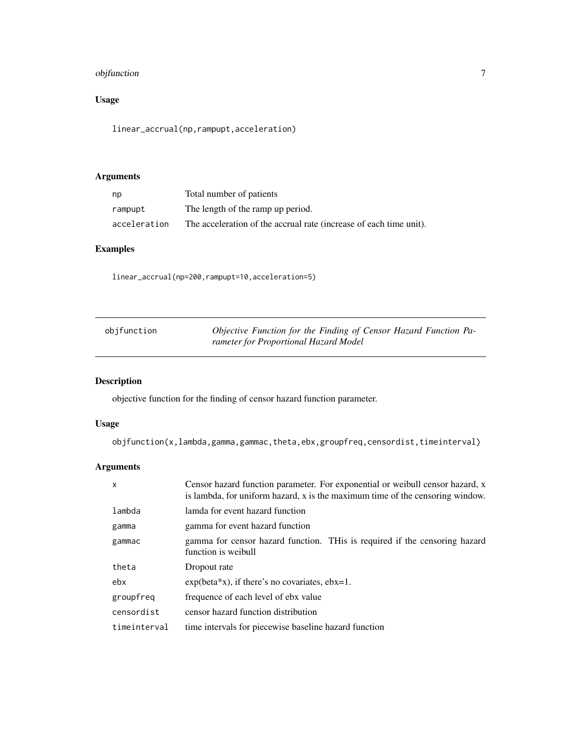### Usage

```
linear_accrual(np,rampupt,acceleration)
```

### Arguments

| | |
|---|---|
| np | Total number of patients |
| rampupt | The length of the ramp up period. |
| acceleration | The acceleration of the accrual rate (increase of each time unit). |

### Examples

```
linear_accrual(np=200,rampupt=10,acceleration=5)
```

---

## objfunction — *Objective Function for the Finding of Censor Hazard Function Parameter for Proportional Hazard Model*

---

### Description

objective function for the finding of censor hazard function parameter.

### Usage

```
objfunction(x,lambda,gamma,gammac,theta,ebx,groupfreq,censordist,timeinterval)
```

### Arguments

| | |
|---|---|
| x | Censor hazard function parameter. For exponential or weibull censor hazard, x is lambda, for uniform hazard, x is the maximum time of the censoring window. |
| lambda | lamda for event hazard function |
| gamma | gamma for event hazard function |
| gammac | gamma for censor hazard function. THis is required if the censoring hazard function is weibull |
| theta | Dropout rate |
| ebx | exp(beta*x), if there's no covariates, ebx=1. |
| groupfreq | frequence of each level of ebx value |
| censordist | censor hazard function distribution |
| timeinterval | time intervals for piecewise baseline hazard function |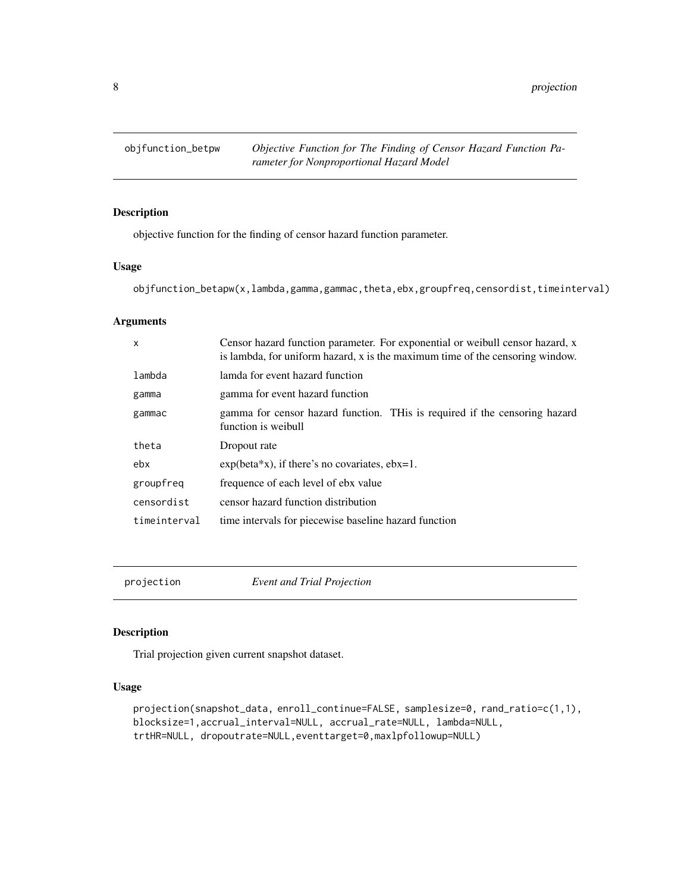## objfunction_betpw

*Objective Function for The Finding of Censor Hazard Function Parameter for Nonproportional Hazard Model*

### Description

objective function for the finding of censor hazard function parameter.

### Usage

```
objfunction_betapw(x,lambda,gamma,gammac,theta,ebx,groupfreq,censordist,timeinterval)
```

### Arguments

| | |
|---|---|
| x | Censor hazard function parameter. For exponential or weibull censor hazard, x is lambda, for uniform hazard, x is the maximum time of the censoring window. |
| lambda | lamda for event hazard function |
| gamma | gamma for event hazard function |
| gammac | gamma for censor hazard function. THis is required if the censoring hazard function is weibull |
| theta | Dropout rate |
| ebx | exp(beta*x), if there's no covariates, ebx=1. |
| groupfreq | frequence of each level of ebx value |
| censordist | censor hazard function distribution |
| timeinterval | time intervals for piecewise baseline hazard function |

## projection

*Event and Trial Projection*

### Description

Trial projection given current snapshot dataset.

### Usage

```
projection(snapshot_data, enroll_continue=FALSE, samplesize=0, rand_ratio=c(1,1),
blocksize=1,accrual_interval=NULL, accrual_rate=NULL, lambda=NULL,
trtHR=NULL, dropoutrate=NULL,eventtarget=0,maxlpfollowup=NULL)
```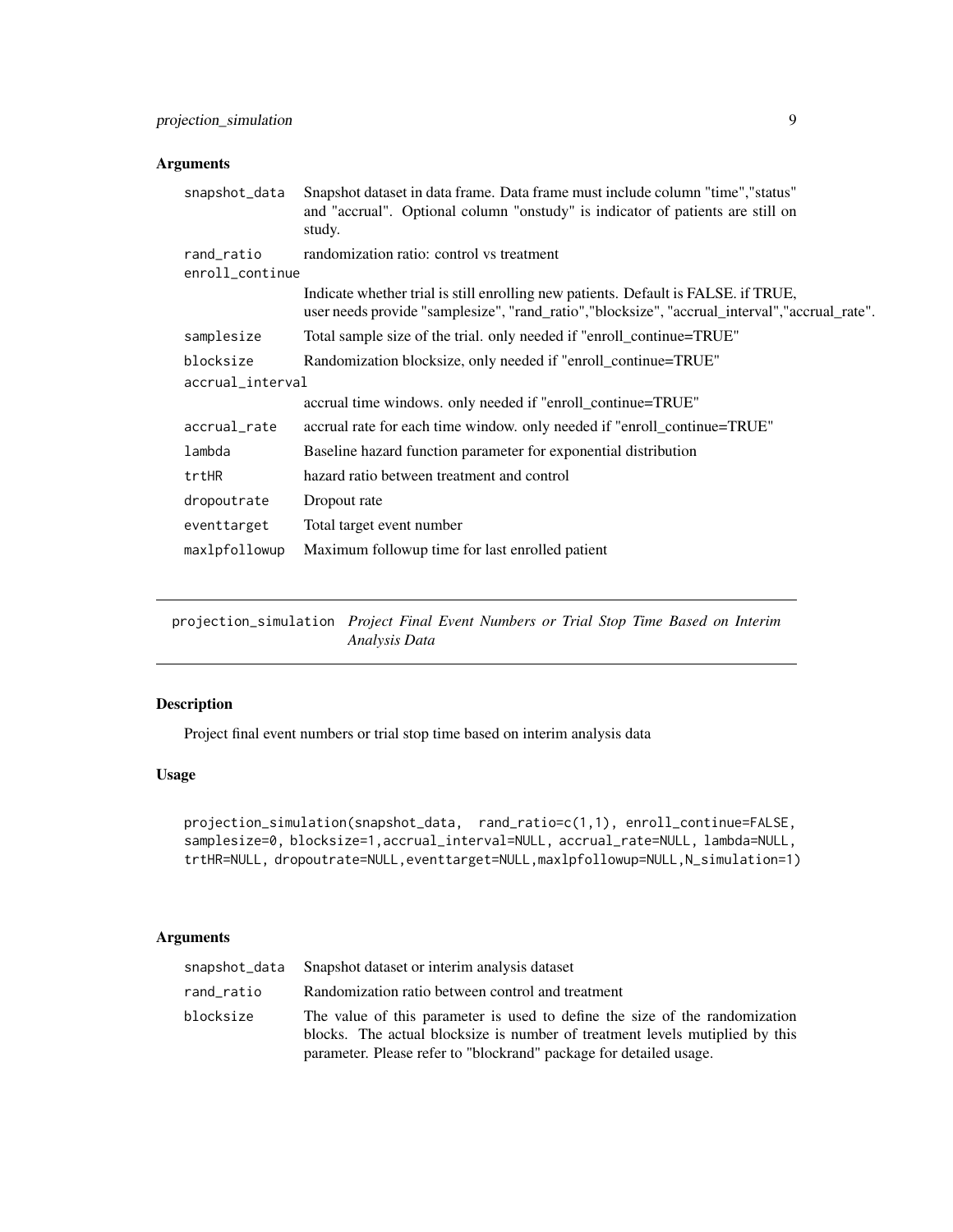## Arguments

| | |
|---|---|
| snapshot_data | Snapshot dataset in data frame. Data frame must include column "time","status" and "accrual". Optional column "onstudy" is indicator of patients are still on study. |
| rand_ratio | randomization ratio: control vs treatment |
| enroll_continue | Indicate whether trial is still enrolling new patients. Default is FALSE. if TRUE, user needs provide "samplesize", "rand_ratio","blocksize", "accrual_interval","accrual_rate". |
| samplesize | Total sample size of the trial. only needed if "enroll_continue=TRUE" |
| blocksize | Randomization blocksize, only needed if "enroll_continue=TRUE" |
| accrual_interval | accrual time windows. only needed if "enroll_continue=TRUE" |
| accrual_rate | accrual rate for each time window. only needed if "enroll_continue=TRUE" |
| lambda | Baseline hazard function parameter for exponential distribution |
| trtHR | hazard ratio between treatment and control |
| dropoutrate | Dropout rate |
| eventtarget | Total target event number |
| maxlpfollowup | Maximum followup time for last enrolled patient |

---

projection_simulation *Project Final Event Numbers or Trial Stop Time Based on Interim Analysis Data*

---

## Description

Project final event numbers or trial stop time based on interim analysis data

## Usage

```
projection_simulation(snapshot_data,  rand_ratio=c(1,1), enroll_continue=FALSE,
samplesize=0, blocksize=1,accrual_interval=NULL, accrual_rate=NULL, lambda=NULL,
trtHR=NULL, dropoutrate=NULL,eventtarget=NULL,maxlpfollowup=NULL,N_simulation=1)
```

## Arguments

| | |
|---|---|
| snapshot_data | Snapshot dataset or interim analysis dataset |
| rand_ratio | Randomization ratio between control and treatment |
| blocksize | The value of this parameter is used to define the size of the randomization blocks. The actual blocksize is number of treatment levels mutiplied by this parameter. Please refer to "blockrand" package for detailed usage. |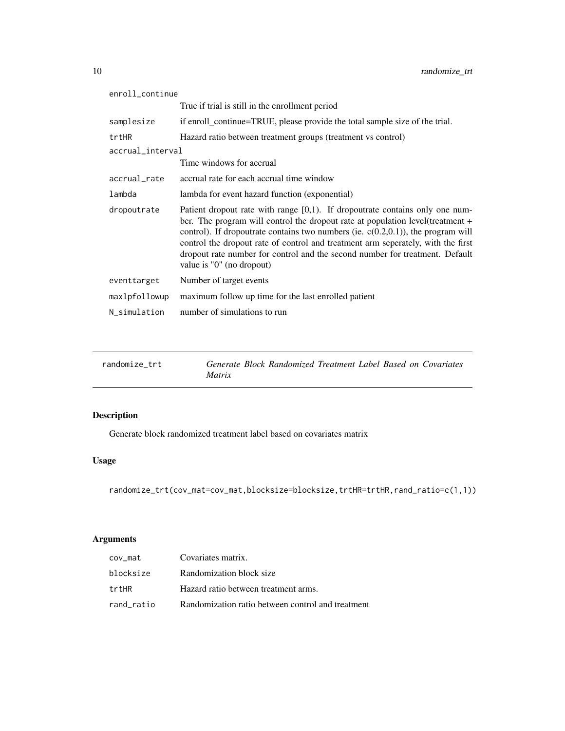| | |
|---|---|
| enroll_continue | True if trial is still in the enrollment period |
| samplesize | if enroll_continue=TRUE, please provide the total sample size of the trial. |
| trtHR | Hazard ratio between treatment groups (treatment vs control) |
| accrual_interval | Time windows for accrual |
| accrual_rate | accrual rate for each accrual time window |
| lambda | lambda for event hazard function (exponential) |
| dropoutrate | Patient dropout rate with range [0,1). If dropoutrate contains only one number. The program will control the dropout rate at population level(treatment + control). If dropoutrate contains two numbers (ie. c(0.2,0.1)), the program will control the dropout rate of control and treatment arm seperately, with the first dropout rate number for control and the second number for treatment. Default value is "0" (no dropout) |
| eventtarget | Number of target events |
| maxlpfollowup | maximum follow up time for the last enrolled patient |
| N_simulation | number of simulations to run |

---

## randomize_trt — *Generate Block Randomized Treatment Label Based on Covariates Matrix*

### Description

Generate block randomized treatment label based on covariates matrix

### Usage

```
randomize_trt(cov_mat=cov_mat,blocksize=blocksize,trtHR=trtHR,rand_ratio=c(1,1))
```

### Arguments

| | |
|---|---|
| cov_mat | Covariates matrix. |
| blocksize | Randomization block size |
| trtHR | Hazard ratio between treatment arms. |
| rand_ratio | Randomization ratio between control and treatment |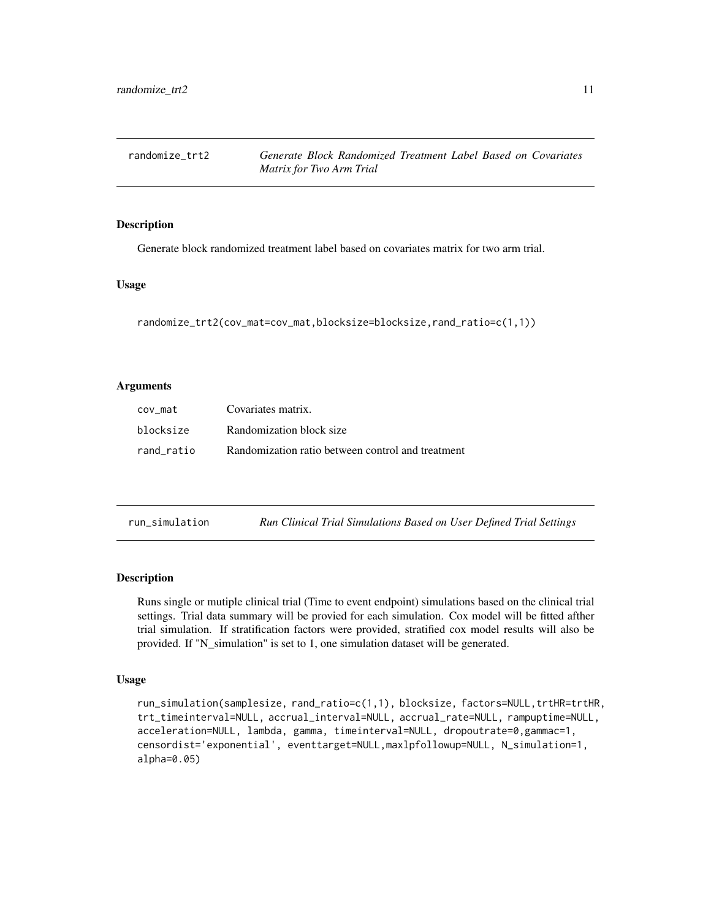## randomize_trt2 — *Generate Block Randomized Treatment Label Based on Covariates Matrix for Two Arm Trial*

### Description

Generate block randomized treatment label based on covariates matrix for two arm trial.

### Usage

```
randomize_trt2(cov_mat=cov_mat,blocksize=blocksize,rand_ratio=c(1,1))
```

### Arguments

| | |
|---|---|
| cov_mat | Covariates matrix. |
| blocksize | Randomization block size |
| rand_ratio | Randomization ratio between control and treatment |

## run_simulation — *Run Clinical Trial Simulations Based on User Defined Trial Settings*

### Description

Runs single or mutiple clinical trial (Time to event endpoint) simulations based on the clinical trial settings. Trial data summary will be provied for each simulation. Cox model will be fitted afther trial simulation. If stratification factors were provided, stratified cox model results will also be provided. If "N_simulation" is set to 1, one simulation dataset will be generated.

### Usage

```
run_simulation(samplesize, rand_ratio=c(1,1), blocksize, factors=NULL,trtHR=trtHR,
trt_timeinterval=NULL, accrual_interval=NULL, accrual_rate=NULL, rampuptime=NULL,
acceleration=NULL, lambda, gamma, timeinterval=NULL, dropoutrate=0,gammac=1,
censordist='exponential', eventtarget=NULL,maxlpfollowup=NULL, N_simulation=1,
alpha=0.05)
```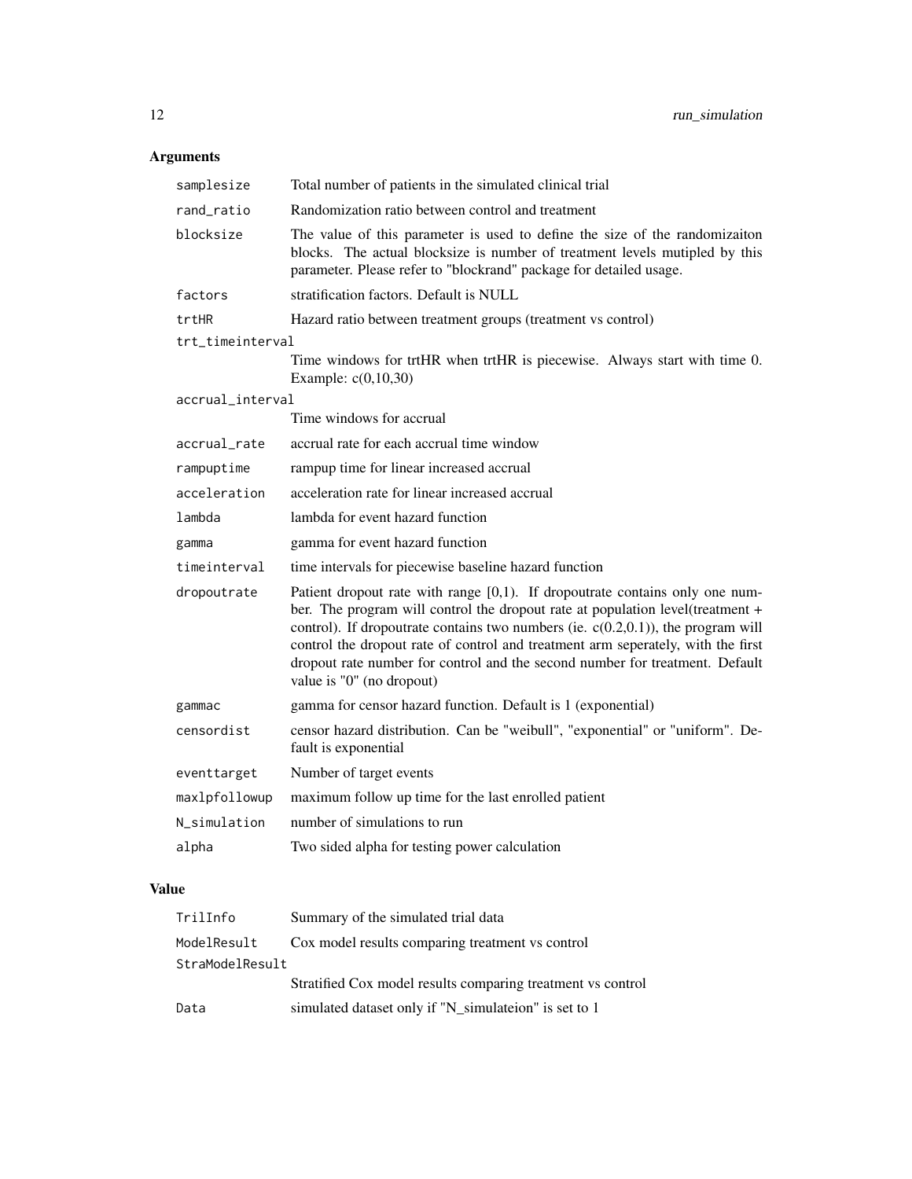## Arguments

| | |
|---|---|
| samplesize | Total number of patients in the simulated clinical trial |
| rand_ratio | Randomization ratio between control and treatment |
| blocksize | The value of this parameter is used to define the size of the randomizaiton blocks. The actual blocksize is number of treatment levels mutipled by this parameter. Please refer to "blockrand" package for detailed usage. |
| factors | stratification factors. Default is NULL |
| trtHR | Hazard ratio between treatment groups (treatment vs control) |
| trt_timeinterval | Time windows for trtHR when trtHR is piecewise. Always start with time 0. Example: c(0,10,30) |
| accrual_interval | Time windows for accrual |
| accrual_rate | accrual rate for each accrual time window |
| rampuptime | rampup time for linear increased accrual |
| acceleration | acceleration rate for linear increased accrual |
| lambda | lambda for event hazard function |
| gamma | gamma for event hazard function |
| timeinterval | time intervals for piecewise baseline hazard function |
| dropoutrate | Patient dropout rate with range [0,1). If dropoutrate contains only one number. The program will control the dropout rate at population level(treatment + control). If dropoutrate contains two numbers (ie. c(0.2,0.1)), the program will control the dropout rate of control and treatment arm seperately, with the first dropout rate number for control and the second number for treatment. Default value is "0" (no dropout) |
| gammac | gamma for censor hazard function. Default is 1 (exponential) |
| censordist | censor hazard distribution. Can be "weibull", "exponential" or "uniform". Default is exponential |
| eventtarget | Number of target events |
| maxlpfollowup | maximum follow up time for the last enrolled patient |
| N_simulation | number of simulations to run |
| alpha | Two sided alpha for testing power calculation |

## Value

| | |
|---|---|
| TrilInfo | Summary of the simulated trial data |
| ModelResult | Cox model results comparing treatment vs control |
| StraModelResult | Stratified Cox model results comparing treatment vs control |
| Data | simulated dataset only if "N_simulateion" is set to 1 |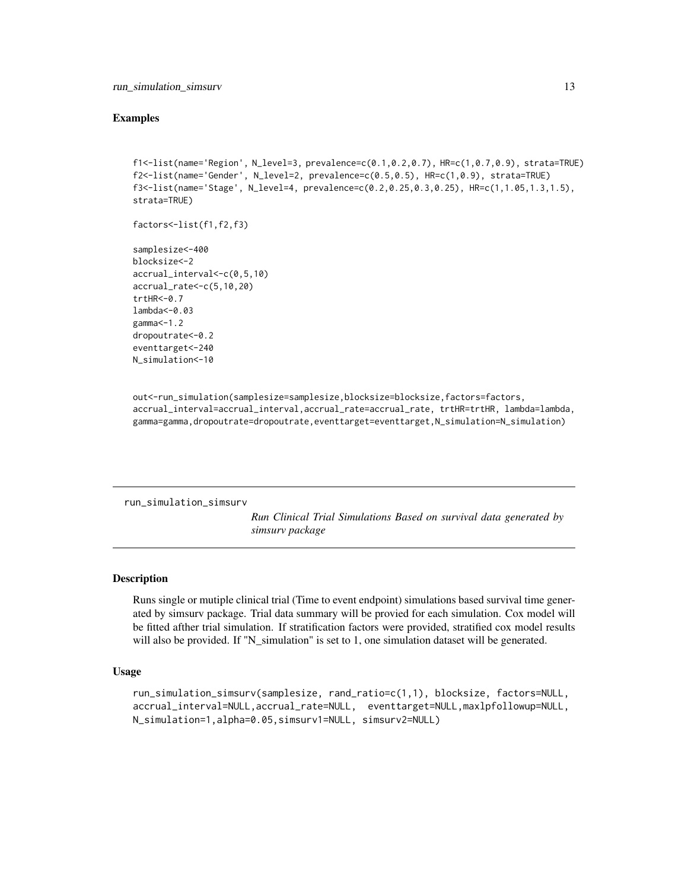## Examples

```
f1<-list(name='Region', N_level=3, prevalence=c(0.1,0.2,0.7), HR=c(1,0.7,0.9), strata=TRUE)
f2<-list(name='Gender', N_level=2, prevalence=c(0.5,0.5), HR=c(1,0.9), strata=TRUE)
f3<-list(name='Stage', N_level=4, prevalence=c(0.2,0.25,0.3,0.25), HR=c(1,1.05,1.3,1.5),
strata=TRUE)

factors<-list(f1,f2,f3)

samplesize<-400
blocksize<-2
accrual_interval<-c(0,5,10)
accrual_rate<-c(5,10,20)
trtHR<-0.7
lambda<-0.03
gamma<-1.2
dropoutrate<-0.2
eventtarget<-240
N_simulation<-10


out<-run_simulation(samplesize=samplesize,blocksize=blocksize,factors=factors,
accrual_interval=accrual_interval,accrual_rate=accrual_rate, trtHR=trtHR, lambda=lambda,
gamma=gamma,dropoutrate=dropoutrate,eventtarget=eventtarget,N_simulation=N_simulation)
```

---

# run_simulation_simsurv

*Run Clinical Trial Simulations Based on survival data generated by simsurv package*

---

## Description

Runs single or mutiple clinical trial (Time to event endpoint) simulations based survival time generated by simsurv package. Trial data summary will be provied for each simulation. Cox model will be fitted afther trial simulation. If stratification factors were provided, stratified cox model results will also be provided. If "N_simulation" is set to 1, one simulation dataset will be generated.

## Usage

```
run_simulation_simsurv(samplesize, rand_ratio=c(1,1), blocksize, factors=NULL,
accrual_interval=NULL,accrual_rate=NULL,  eventtarget=NULL,maxlpfollowup=NULL,
N_simulation=1,alpha=0.05,simsurv1=NULL, simsurv2=NULL)
```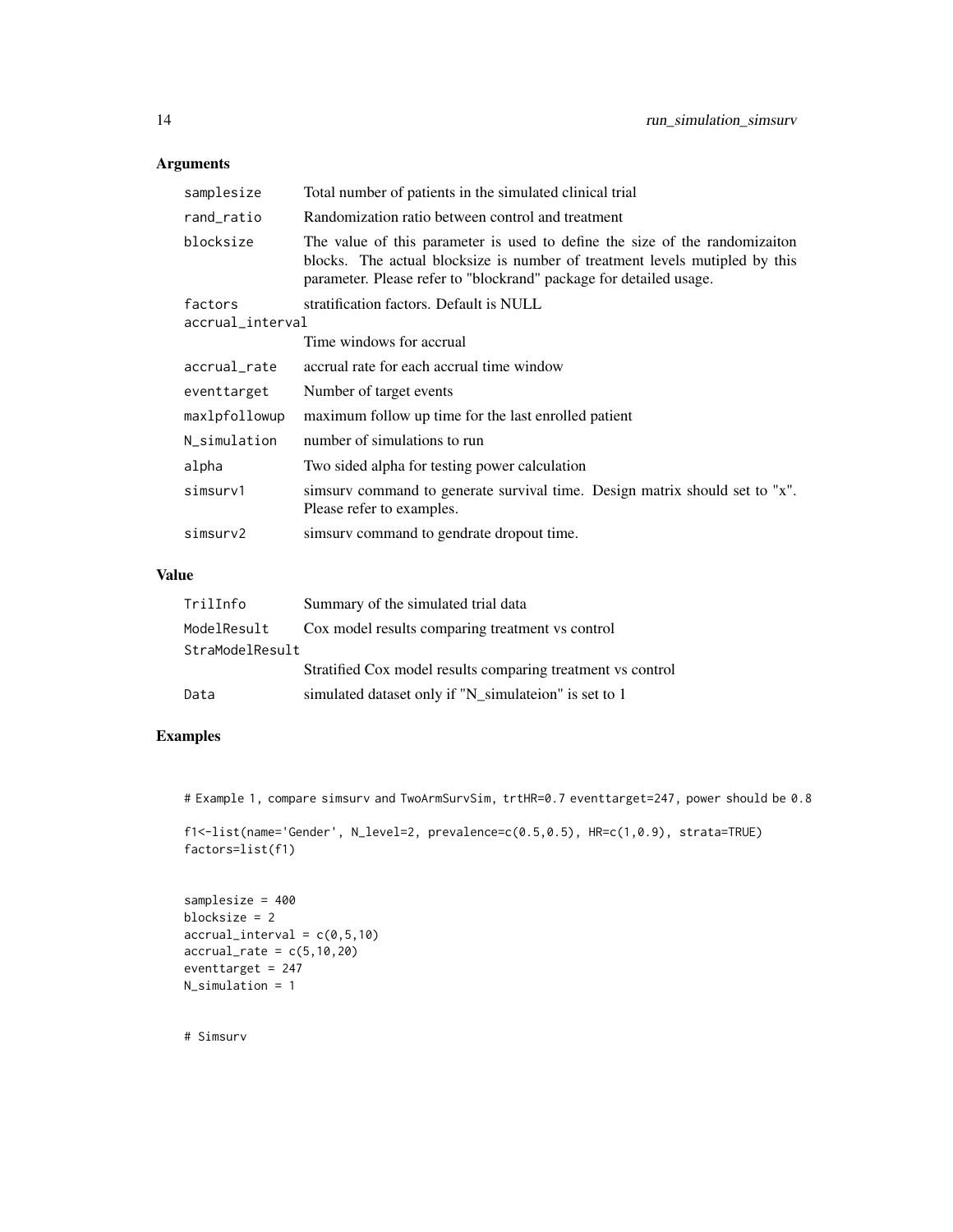## Arguments

| Argument | Description |
| --- | --- |
| samplesize | Total number of patients in the simulated clinical trial |
| rand_ratio | Randomization ratio between control and treatment |
| blocksize | The value of this parameter is used to define the size of the randomizaiton blocks. The actual blocksize is number of treatment levels mutipled by this parameter. Please refer to "blockrand" package for detailed usage. |
| factors | stratification factors. Default is NULL |
| accrual_interval | Time windows for accrual |
| accrual_rate | accrual rate for each accrual time window |
| eventtarget | Number of target events |
| maxlpfollowup | maximum follow up time for the last enrolled patient |
| N_simulation | number of simulations to run |
| alpha | Two sided alpha for testing power calculation |
| simsurv1 | simsurv command to generate survival time. Design matrix should set to "x". Please refer to examples. |
| simsurv2 | simsurv command to gendrate dropout time. |

## Value

| Value | Description |
| --- | --- |
| TrilInfo | Summary of the simulated trial data |
| ModelResult | Cox model results comparing treatment vs control |
| StraModelResult | Stratified Cox model results comparing treatment vs control |
| Data | simulated dataset only if "N_simulateion" is set to 1 |

## Examples

```
# Example 1, compare simsurv and TwoArmSurvSim, trtHR=0.7 eventtarget=247, power should be 0.8

f1<-list(name='Gender', N_level=2, prevalence=c(0.5,0.5), HR=c(1,0.9), strata=TRUE)
factors=list(f1)


samplesize = 400
blocksize = 2
accrual_interval = c(0,5,10)
accrual_rate = c(5,10,20)
eventtarget = 247
N_simulation = 1


# Simsurv
```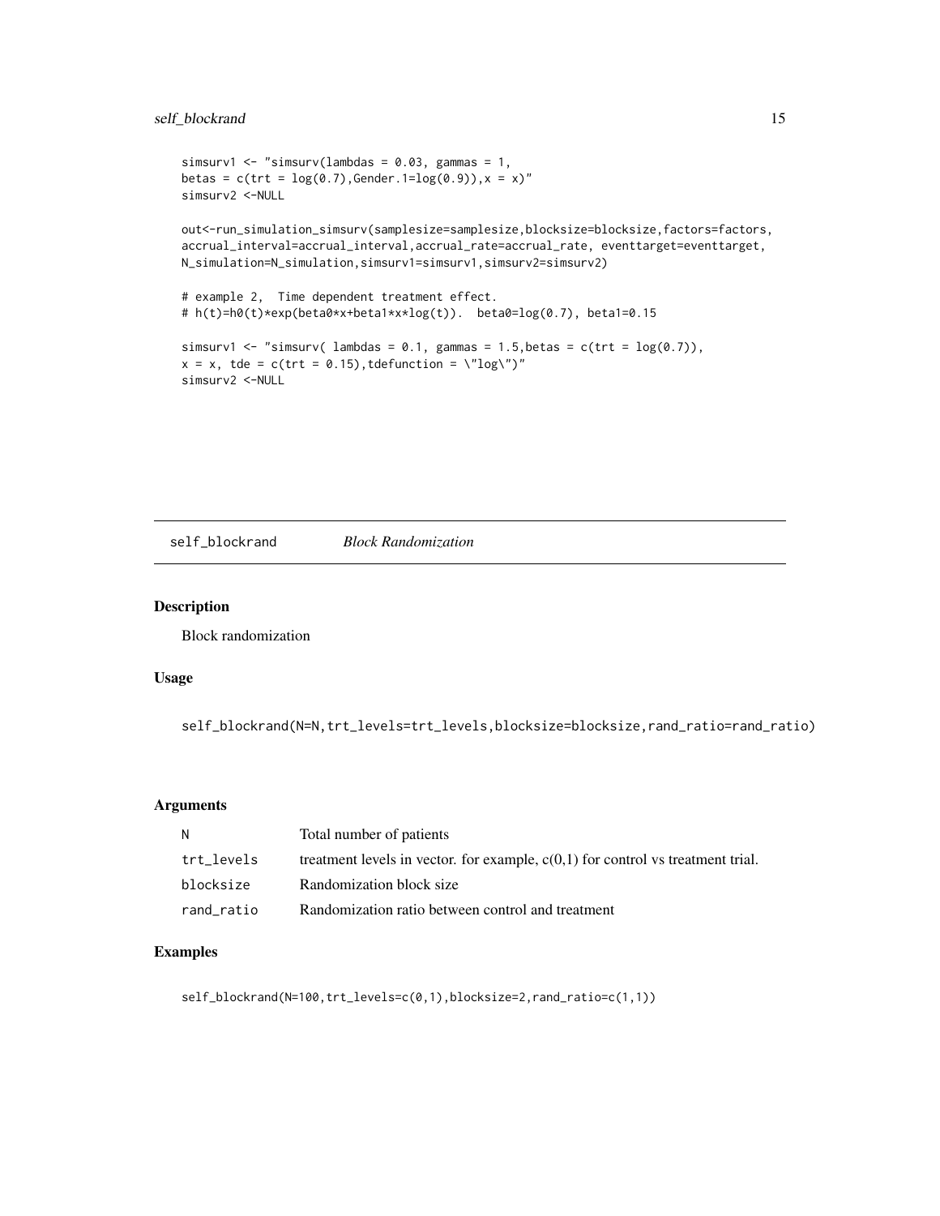```
simsurv1 <- "simsurv(lambdas = 0.03, gammas = 1,
betas = c(trt = log(0.7),Gender.1=log(0.9)),x = x)"
simsurv2 <-NULL

out<-run_simulation_simsurv(samplesize=samplesize,blocksize=blocksize,factors=factors,
accrual_interval=accrual_interval,accrual_rate=accrual_rate, eventtarget=eventtarget,
N_simulation=N_simulation,simsurv1=simsurv1,simsurv2=simsurv2)

# example 2,  Time dependent treatment effect.
# h(t)=h0(t)*exp(beta0*x+beta1*x*log(t)).  beta0=log(0.7), beta1=0.15

simsurv1 <- "simsurv( lambdas = 0.1, gammas = 1.5,betas = c(trt = log(0.7)),
x = x, tde = c(trt = 0.15),tdefunction = \"log\")"
simsurv2 <-NULL
```

## self_blockrand *Block Randomization*

### Description

Block randomization

### Usage

```
self_blockrand(N=N,trt_levels=trt_levels,blocksize=blocksize,rand_ratio=rand_ratio)
```

### Arguments

| | |
|---|---|
| N | Total number of patients |
| trt_levels | treatment levels in vector. for example, c(0,1) for control vs treatment trial. |
| blocksize | Randomization block size |
| rand_ratio | Randomization ratio between control and treatment |

### Examples

```
self_blockrand(N=100,trt_levels=c(0,1),blocksize=2,rand_ratio=c(1,1))
```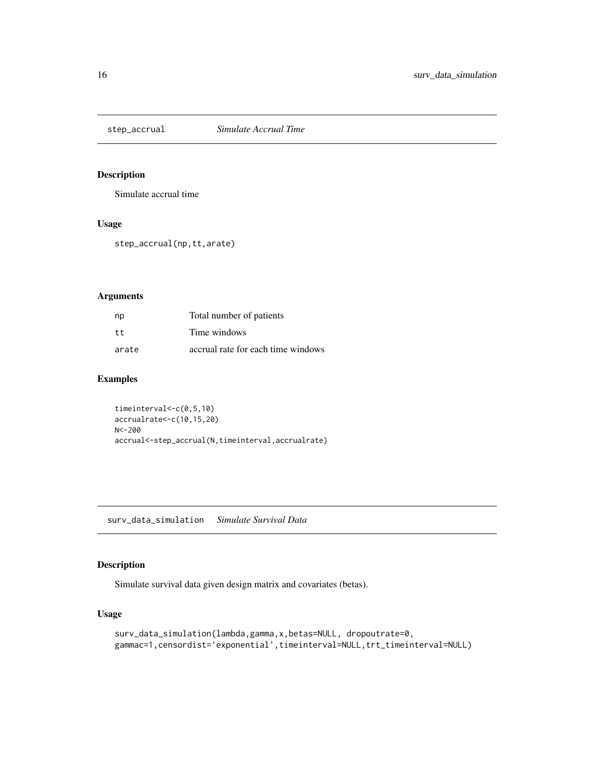## step_accrual *Simulate Accrual Time*

### Description

Simulate accrual time

### Usage

```
step_accrual(np,tt,arate)
```

### Arguments

| | |
|---|---|
| np | Total number of patients |
| tt | Time windows |
| arate | accrual rate for each time windows |

### Examples

```
timeinterval<-c(0,5,10)
accrualrate<-c(10,15,20)
N<-200
accrual<-step_accrual(N,timeinterval,accrualrate)
```

## surv_data_simulation *Simulate Survival Data*

### Description

Simulate survival data given design matrix and covariates (betas).

### Usage

```
surv_data_simulation(lambda,gamma,x,betas=NULL, dropoutrate=0,
gammac=1,censordist='exponential',timeinterval=NULL,trt_timeinterval=NULL)
```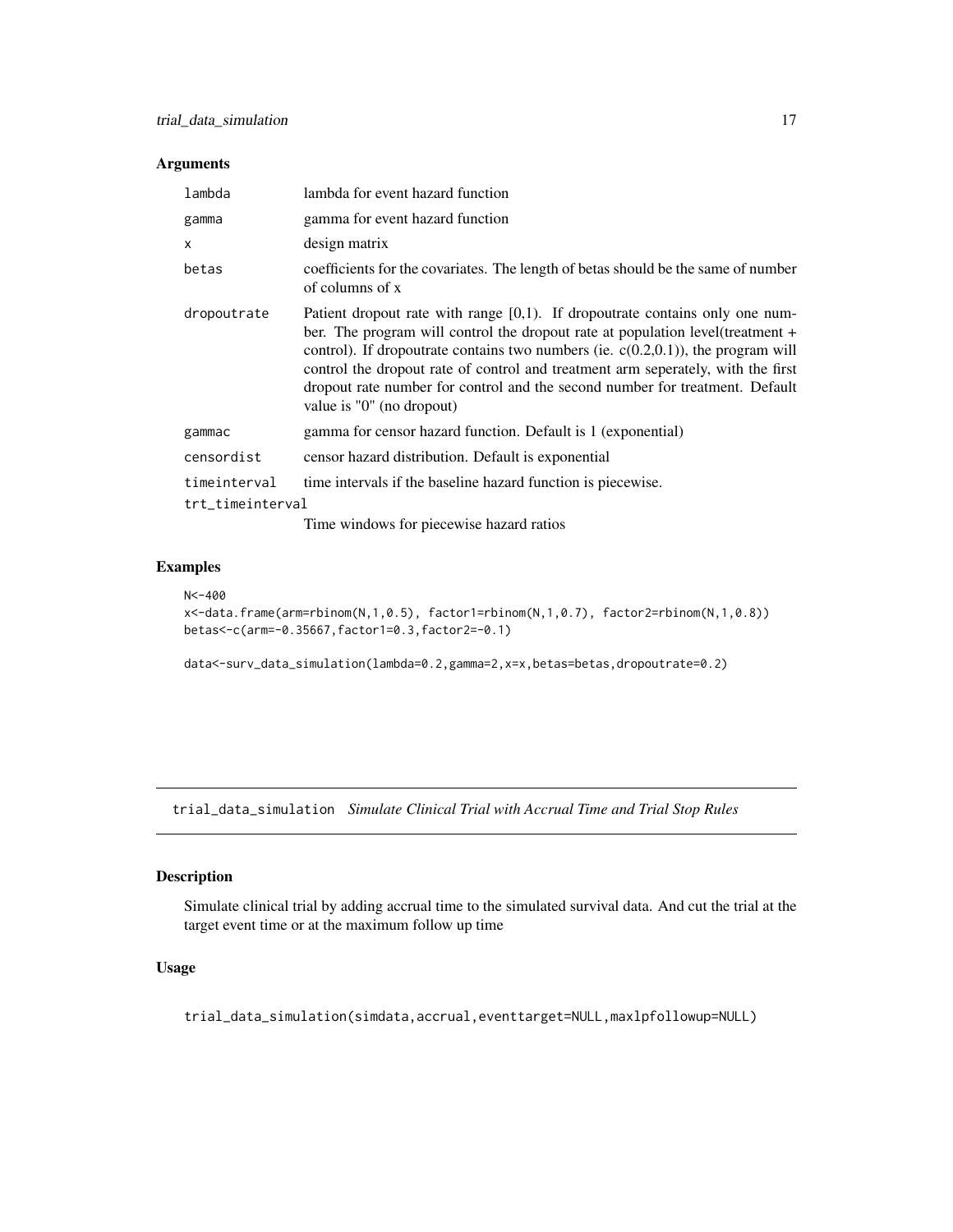## Arguments

| | |
|---|---|
| `lambda` | lambda for event hazard function |
| `gamma` | gamma for event hazard function |
| `x` | design matrix |
| `betas` | coefficients for the covariates. The length of betas should be the same of number of columns of x |
| `dropoutrate` | Patient dropout rate with range [0,1). If dropoutrate contains only one number. The program will control the dropout rate at population level(treatment + control). If dropoutrate contains two numbers (ie. c(0.2,0.1)), the program will control the dropout rate of control and treatment arm seperately, with the first dropout rate number for control and the second number for treatment. Default value is "0" (no dropout) |
| `gammac` | gamma for censor hazard function. Default is 1 (exponential) |
| `censordist` | censor hazard distribution. Default is exponential |
| `timeinterval` | time intervals if the baseline hazard function is piecewise. |
| `trt_timeinterval` | Time windows for piecewise hazard ratios |

## Examples

```
N<-400
x<-data.frame(arm=rbinom(N,1,0.5), factor1=rbinom(N,1,0.7), factor2=rbinom(N,1,0.8))
betas<-c(arm=-0.35667,factor1=0.3,factor2=-0.1)

data<-surv_data_simulation(lambda=0.2,gamma=2,x=x,betas=betas,dropoutrate=0.2)
```

---

# trial_data_simulation *Simulate Clinical Trial with Accrual Time and Trial Stop Rules*

## Description

Simulate clinical trial by adding accrual time to the simulated survival data. And cut the trial at the target event time or at the maximum follow up time

## Usage

```
trial_data_simulation(simdata,accrual,eventtarget=NULL,maxlpfollowup=NULL)
```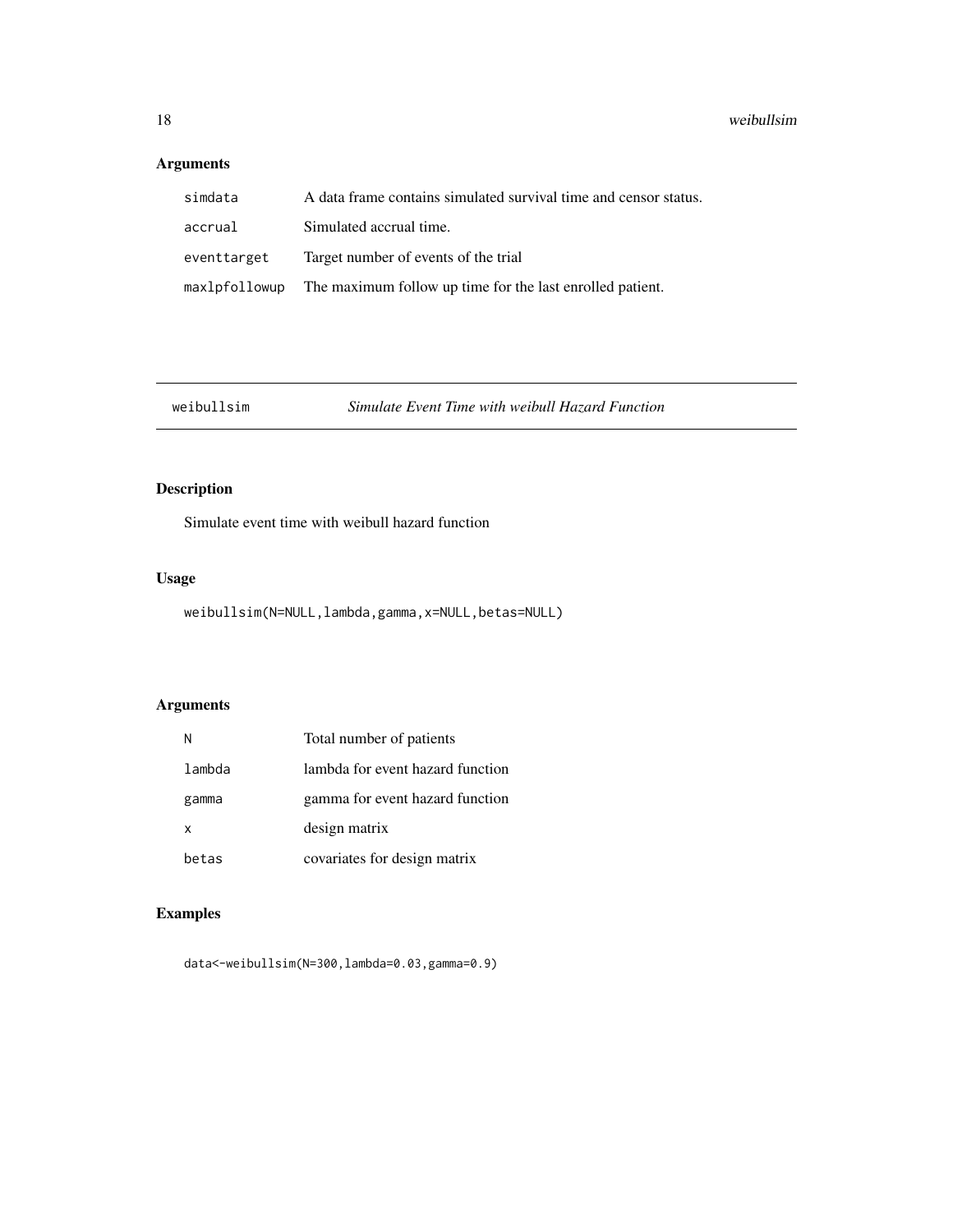## Arguments

| | |
|---|---|
| `simdata` | A data frame contains simulated survival time and censor status. |
| `accrual` | Simulated accrual time. |
| `eventtarget` | Target number of events of the trial |
| `maxlpfollowup` | The maximum follow up time for the last enrolled patient. |

---

# weibullsim — *Simulate Event Time with weibull Hazard Function*

---

## Description

Simulate event time with weibull hazard function

## Usage

```
weibullsim(N=NULL,lambda,gamma,x=NULL,betas=NULL)
```

## Arguments

| | |
|---|---|
| `N` | Total number of patients |
| `lambda` | lambda for event hazard function |
| `gamma` | gamma for event hazard function |
| `x` | design matrix |
| `betas` | covariates for design matrix |

## Examples

```
data<-weibullsim(N=300,lambda=0.03,gamma=0.9)
```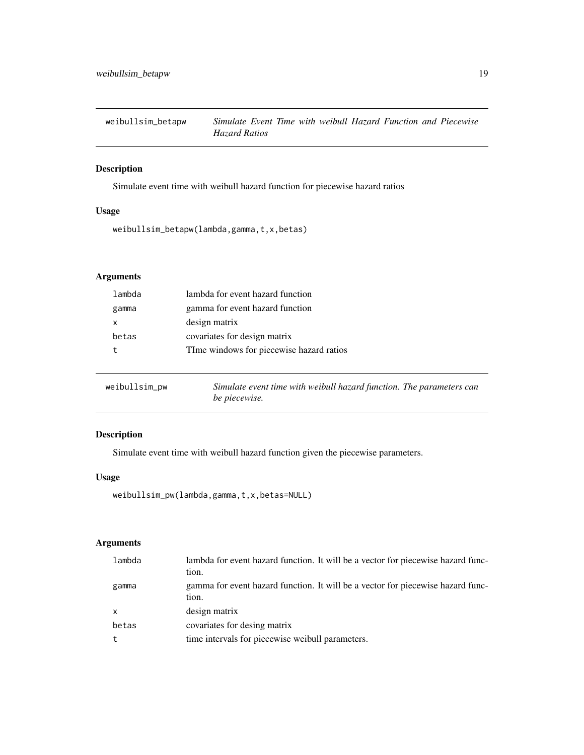## weibullsim_betapw — *Simulate Event Time with weibull Hazard Function and Piecewise Hazard Ratios*

### Description

Simulate event time with weibull hazard function for piecewise hazard ratios

### Usage

```
weibullsim_betapw(lambda,gamma,t,x,betas)
```

### Arguments

| | |
|---|---|
| lambda | lambda for event hazard function |
| gamma | gamma for event hazard function |
| x | design matrix |
| betas | covariates for design matrix |
| t | TIme windows for piecewise hazard ratios |

## weibullsim_pw — *Simulate event time with weibull hazard function. The parameters can be piecewise.*

### Description

Simulate event time with weibull hazard function given the piecewise parameters.

### Usage

```
weibullsim_pw(lambda,gamma,t,x,betas=NULL)
```

### Arguments

| | |
|---|---|
| lambda | lambda for event hazard function. It will be a vector for piecewise hazard function. |
| gamma | gamma for event hazard function. It will be a vector for piecewise hazard function. |
| x | design matrix |
| betas | covariates for desing matrix |
| t | time intervals for piecewise weibull parameters. |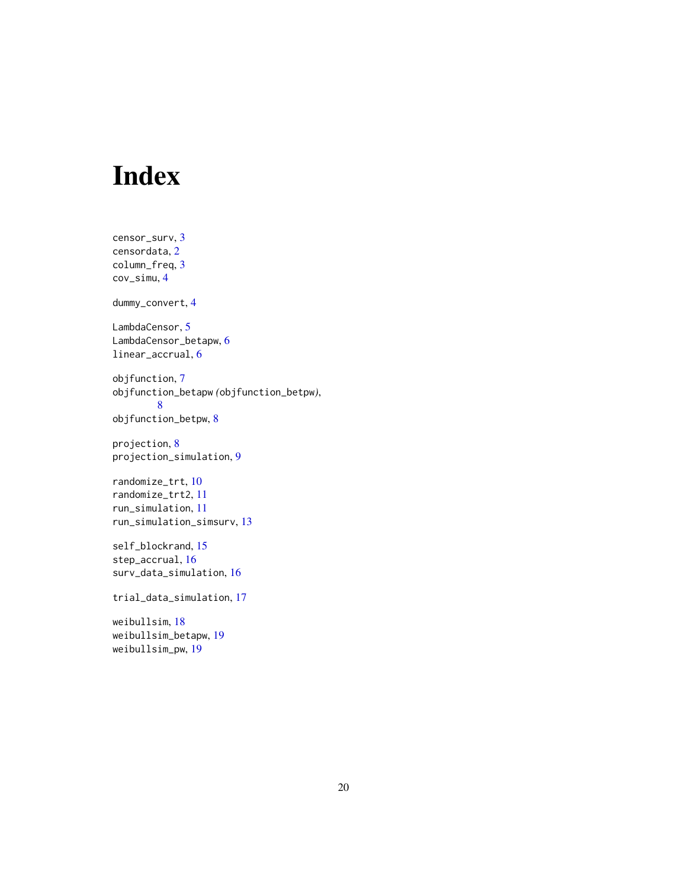# Index

censor_surv, 3
censordata, 2
column_freq, 3
cov_simu, 4

dummy_convert, 4

LambdaCensor, 5
LambdaCensor_betapw, 6
linear_accrual, 6

objfunction, 7
objfunction_betapw (objfunction_betpw), 8
objfunction_betpw, 8

projection, 8
projection_simulation, 9

randomize_trt, 10
randomize_trt2, 11
run_simulation, 11
run_simulation_simsurv, 13

self_blockrand, 15
step_accrual, 16
surv_data_simulation, 16

trial_data_simulation, 17

weibullsim, 18
weibullsim_betapw, 19
weibullsim_pw, 19